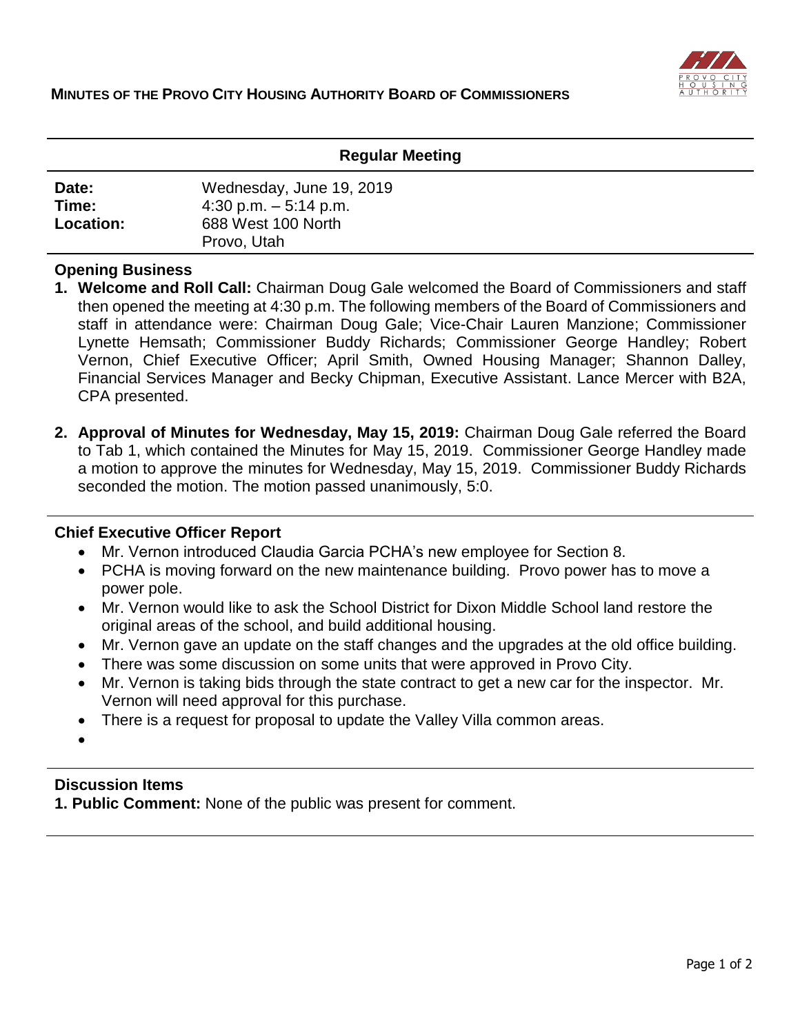# MINUTES OF THE PROVO CITY HOUSING AUTHORITY BOARD OF COMMISSIONERS

## Regular Meeting

| | |
|---|---|
| **Date:** | Wednesday, June 19, 2019 |
| **Time:** | 4:30 p.m. – 5:14 p.m. |
| **Location:** | 688 West 100 North<br>Provo, Utah |

### Opening Business

1. **Welcome and Roll Call:** Chairman Doug Gale welcomed the Board of Commissioners and staff then opened the meeting at 4:30 p.m. The following members of the Board of Commissioners and staff in attendance were: Chairman Doug Gale; Vice-Chair Lauren Manzione; Commissioner Lynette Hemsath; Commissioner Buddy Richards; Commissioner George Handley; Robert Vernon, Chief Executive Officer; April Smith, Owned Housing Manager; Shannon Dalley, Financial Services Manager and Becky Chipman, Executive Assistant. Lance Mercer with B2A, CPA presented.

2. **Approval of Minutes for Wednesday, May 15, 2019:** Chairman Doug Gale referred the Board to Tab 1, which contained the Minutes for May 15, 2019. Commissioner George Handley made a motion to approve the minutes for Wednesday, May 15, 2019. Commissioner Buddy Richards seconded the motion. The motion passed unanimously, 5:0.

### Chief Executive Officer Report

- Mr. Vernon introduced Claudia Garcia PCHA's new employee for Section 8.
- PCHA is moving forward on the new maintenance building. Provo power has to move a power pole.
- Mr. Vernon would like to ask the School District for Dixon Middle School land restore the original areas of the school, and build additional housing.
- Mr. Vernon gave an update on the staff changes and the upgrades at the old office building.
- There was some discussion on some units that were approved in Provo City.
- Mr. Vernon is taking bids through the state contract to get a new car for the inspector. Mr. Vernon will need approval for this purchase.
- There is a request for proposal to update the Valley Villa common areas.

### Discussion Items

**1. Public Comment:** None of the public was present for comment.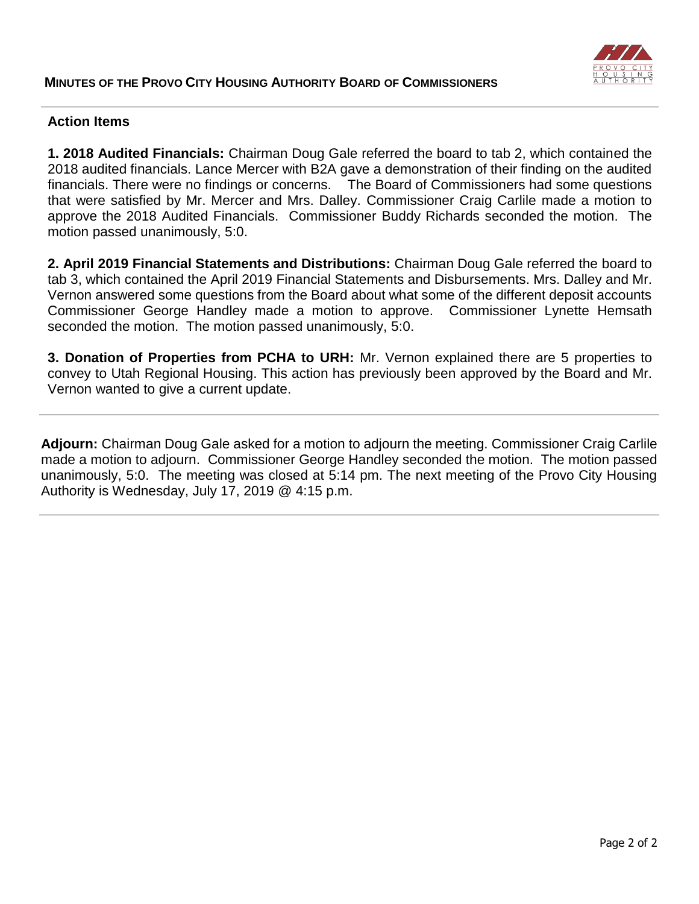**MINUTES OF THE PROVO CITY HOUSING AUTHORITY BOARD OF COMMISSIONERS**

## Action Items

**1. 2018 Audited Financials:** Chairman Doug Gale referred the board to tab 2, which contained the 2018 audited financials. Lance Mercer with B2A gave a demonstration of their finding on the audited financials. There were no findings or concerns. The Board of Commissioners had some questions that were satisfied by Mr. Mercer and Mrs. Dalley. Commissioner Craig Carlile made a motion to approve the 2018 Audited Financials. Commissioner Buddy Richards seconded the motion. The motion passed unanimously, 5:0.

**2. April 2019 Financial Statements and Distributions:** Chairman Doug Gale referred the board to tab 3, which contained the April 2019 Financial Statements and Disbursements. Mrs. Dalley and Mr. Vernon answered some questions from the Board about what some of the different deposit accounts Commissioner George Handley made a motion to approve. Commissioner Lynette Hemsath seconded the motion. The motion passed unanimously, 5:0.

**3. Donation of Properties from PCHA to URH:** Mr. Vernon explained there are 5 properties to convey to Utah Regional Housing. This action has previously been approved by the Board and Mr. Vernon wanted to give a current update.

---

**Adjourn:** Chairman Doug Gale asked for a motion to adjourn the meeting. Commissioner Craig Carlile made a motion to adjourn. Commissioner George Handley seconded the motion. The motion passed unanimously, 5:0. The meeting was closed at 5:14 pm. The next meeting of the Provo City Housing Authority is Wednesday, July 17, 2019 @ 4:15 p.m.